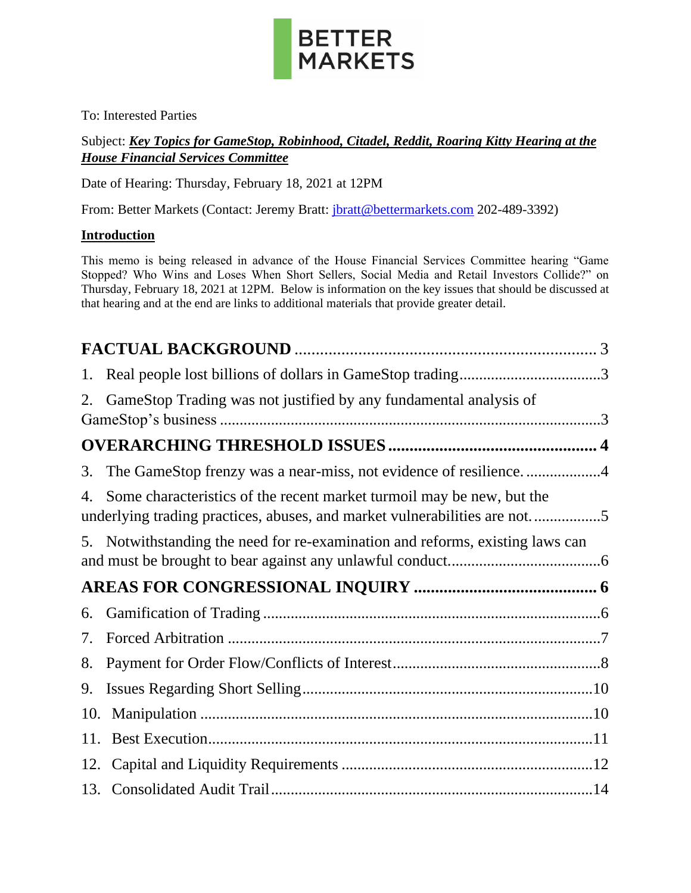**BETTER MARKETS**

To: Interested Parties

Subject: ***Key Topics for GameStop, Robinhood, Citadel, Reddit, Roaring Kitty Hearing at the House Financial Services Committee***

Date of Hearing: Thursday, February 18, 2021 at 12PM

From: Better Markets (Contact: Jeremy Bratt: jbratt@bettermarkets.com 202-489-3392)

**Introduction**

This memo is being released in advance of the House Financial Services Committee hearing "Game Stopped? Who Wins and Loses When Short Sellers, Social Media and Retail Investors Collide?" on Thursday, February 18, 2021 at 12PM. Below is information on the key issues that should be discussed at that hearing and at the end are links to additional materials that provide greater detail.

**FACTUAL BACKGROUND** ........ 3

1. Real people lost billions of dollars in GameStop trading ........ 3
2. GameStop Trading was not justified by any fundamental analysis of GameStop's business ........ 3

**OVERARCHING THRESHOLD ISSUES** ........ 4

3. The GameStop frenzy was a near-miss, not evidence of resilience. ........ 4
4. Some characteristics of the recent market turmoil may be new, but the underlying trading practices, abuses, and market vulnerabilities are not. ........ 5
5. Notwithstanding the need for re-examination and reforms, existing laws can and must be brought to bear against any unlawful conduct ........ 6

**AREAS FOR CONGRESSIONAL INQUIRY** ........ 6

6. Gamification of Trading ........ 6
7. Forced Arbitration ........ 7
8. Payment for Order Flow/Conflicts of Interest ........ 8
9. Issues Regarding Short Selling ........ 10
10. Manipulation ........ 10
11. Best Execution ........ 11
12. Capital and Liquidity Requirements ........ 12
13. Consolidated Audit Trail ........ 14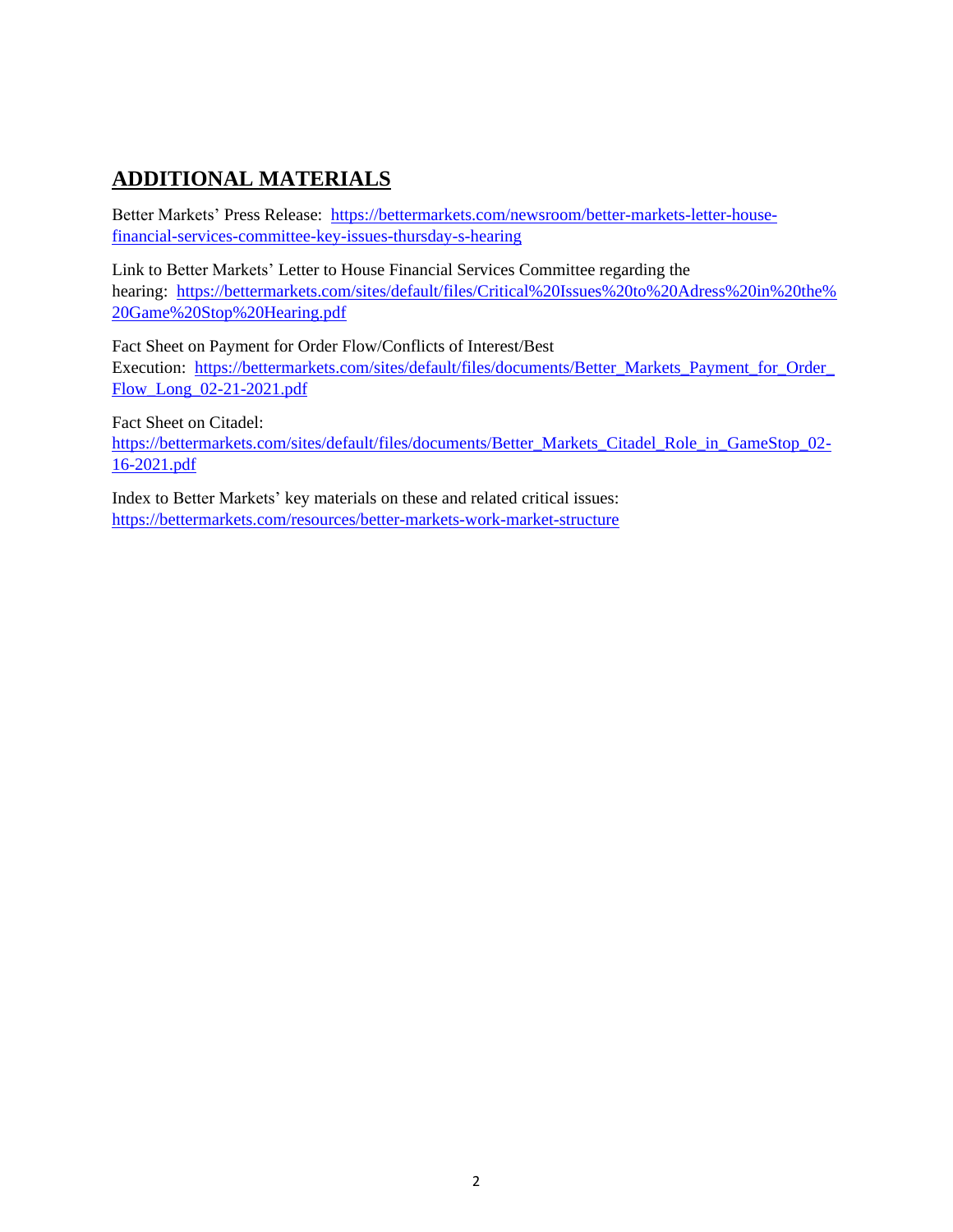## ADDITIONAL MATERIALS

Better Markets' Press Release: https://bettermarkets.com/newsroom/better-markets-letter-house-financial-services-committee-key-issues-thursday-s-hearing

Link to Better Markets' Letter to House Financial Services Committee regarding the hearing: https://bettermarkets.com/sites/default/files/Critical%20Issues%20to%20Adress%20in%20the%20Game%20Stop%20Hearing.pdf

Fact Sheet on Payment for Order Flow/Conflicts of Interest/Best Execution: https://bettermarkets.com/sites/default/files/documents/Better_Markets_Payment_for_Order_Flow_Long_02-21-2021.pdf

Fact Sheet on Citadel: https://bettermarkets.com/sites/default/files/documents/Better_Markets_Citadel_Role_in_GameStop_02-16-2021.pdf

Index to Better Markets' key materials on these and related critical issues: https://bettermarkets.com/resources/better-markets-work-market-structure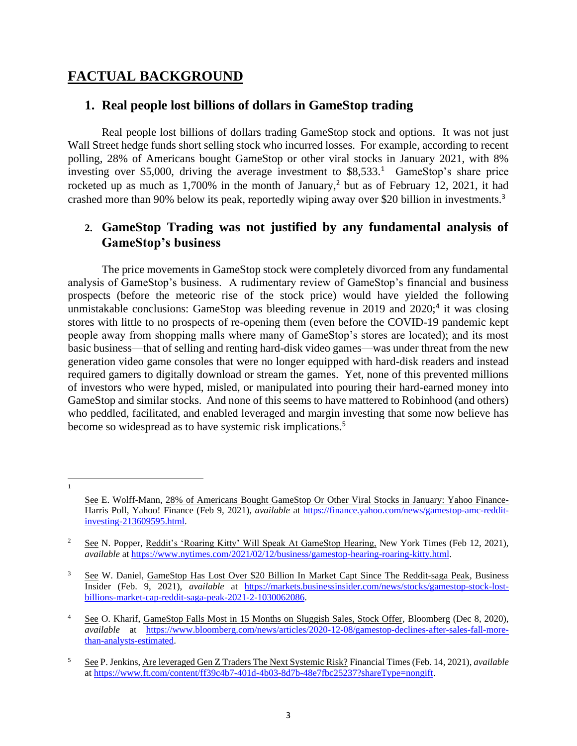# FACTUAL BACKGROUND

## 1. Real people lost billions of dollars in GameStop trading

Real people lost billions of dollars trading GameStop stock and options. It was not just Wall Street hedge funds short selling stock who incurred losses. For example, according to recent polling, 28% of Americans bought GameStop or other viral stocks in January 2021, with 8% investing over $5,000, driving the average investment to $8,533.[1] GameStop's share price rocketed up as much as 1,700% in the month of January,[2] but as of February 12, 2021, it had crashed more than 90% below its peak, reportedly wiping away over $20 billion in investments.[3]

## 2. GameStop Trading was not justified by any fundamental analysis of GameStop's business

The price movements in GameStop stock were completely divorced from any fundamental analysis of GameStop's business. A rudimentary review of GameStop's financial and business prospects (before the meteoric rise of the stock price) would have yielded the following unmistakable conclusions: GameStop was bleeding revenue in 2019 and 2020;[4] it was closing stores with little to no prospects of re-opening them (even before the COVID-19 pandemic kept people away from shopping malls where many of GameStop's stores are located); and its most basic business—that of selling and renting hard-disk video games—was under threat from the new generation video game consoles that were no longer equipped with hard-disk readers and instead required gamers to digitally download or stream the games. Yet, none of this prevented millions of investors who were hyped, misled, or manipulated into pouring their hard-earned money into GameStop and similar stocks. And none of this seems to have mattered to Robinhood (and others) who peddled, facilitated, and enabled leveraged and margin investing that some now believe has become so widespread as to have systemic risk implications.[5]

---

[1] See E. Wolff-Mann, 28% of Americans Bought GameStop Or Other Viral Stocks in January: Yahoo Finance-Harris Poll, Yahoo! Finance (Feb 9, 2021), *available* at https://finance.yahoo.com/news/gamestop-amc-reddit-investing-213609595.html.

[2] See N. Popper, Reddit's 'Roaring Kitty' Will Speak At GameStop Hearing, New York Times (Feb 12, 2021), *available* at https://www.nytimes.com/2021/02/12/business/gamestop-hearing-roaring-kitty.html.

[3] See W. Daniel, GameStop Has Lost Over $20 Billion In Market Capt Since The Reddit-saga Peak, Business Insider (Feb. 9, 2021), *available* at https://markets.businessinsider.com/news/stocks/gamestop-stock-lost-billions-market-cap-reddit-saga-peak-2021-2-1030062086.

[4] See O. Kharif, GameStop Falls Most in 15 Months on Sluggish Sales, Stock Offer, Bloomberg (Dec 8, 2020), *available* at https://www.bloomberg.com/news/articles/2020-12-08/gamestop-declines-after-sales-fall-more-than-analysts-estimated.

[5] See P. Jenkins, Are leveraged Gen Z Traders The Next Systemic Risk? Financial Times (Feb. 14, 2021), *available* at https://www.ft.com/content/ff39c4b7-401d-4b03-8d7b-48e7fbc25237?shareType=nongift.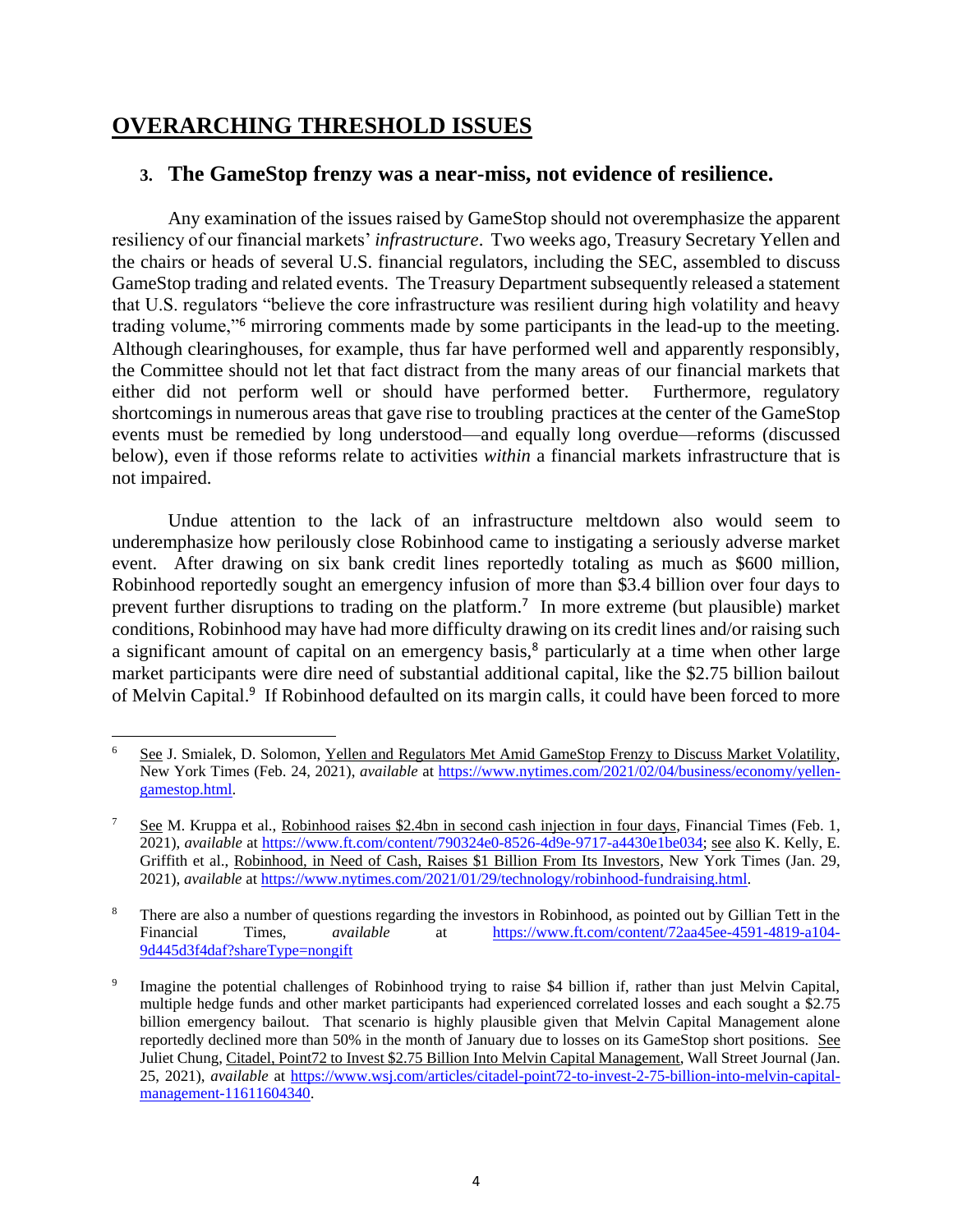## OVERARCHING THRESHOLD ISSUES

### 3. The GameStop frenzy was a near-miss, not evidence of resilience.

Any examination of the issues raised by GameStop should not overemphasize the apparent resiliency of our financial markets' *infrastructure*. Two weeks ago, Treasury Secretary Yellen and the chairs or heads of several U.S. financial regulators, including the SEC, assembled to discuss GameStop trading and related events. The Treasury Department subsequently released a statement that U.S. regulators "believe the core infrastructure was resilient during high volatility and heavy trading volume,"[6] mirroring comments made by some participants in the lead-up to the meeting. Although clearinghouses, for example, thus far have performed well and apparently responsibly, the Committee should not let that fact distract from the many areas of our financial markets that either did not perform well or should have performed better. Furthermore, regulatory shortcomings in numerous areas that gave rise to troubling practices at the center of the GameStop events must be remedied by long understood—and equally long overdue—reforms (discussed below), even if those reforms relate to activities *within* a financial markets infrastructure that is not impaired.

Undue attention to the lack of an infrastructure meltdown also would seem to underemphasize how perilously close Robinhood came to instigating a seriously adverse market event. After drawing on six bank credit lines reportedly totaling as much as $600 million, Robinhood reportedly sought an emergency infusion of more than $3.4 billion over four days to prevent further disruptions to trading on the platform.[7] In more extreme (but plausible) market conditions, Robinhood may have had more difficulty drawing on its credit lines and/or raising such a significant amount of capital on an emergency basis,[8] particularly at a time when other large market participants were dire need of substantial additional capital, like the $2.75 billion bailout of Melvin Capital.[9] If Robinhood defaulted on its margin calls, it could have been forced to more

---

[6] See J. Smialek, D. Solomon, Yellen and Regulators Met Amid GameStop Frenzy to Discuss Market Volatility, New York Times (Feb. 24, 2021), *available* at https://www.nytimes.com/2021/02/04/business/economy/yellen-gamestop.html.

[7] See M. Kruppa et al., Robinhood raises $2.4bn in second cash injection in four days, Financial Times (Feb. 1, 2021), *available* at https://www.ft.com/content/790324e0-8526-4d9e-9717-a4430e1be034; see also K. Kelly, E. Griffith et al., Robinhood, in Need of Cash, Raises $1 Billion From Its Investors, New York Times (Jan. 29, 2021), *available* at https://www.nytimes.com/2021/01/29/technology/robinhood-fundraising.html.

[8] There are also a number of questions regarding the investors in Robinhood, as pointed out by Gillian Tett in the Financial Times, *available* at https://www.ft.com/content/72aa45ee-4591-4819-a104-9d445d3f4daf?shareType=nongift

[9] Imagine the potential challenges of Robinhood trying to raise $4 billion if, rather than just Melvin Capital, multiple hedge funds and other market participants had experienced correlated losses and each sought a $2.75 billion emergency bailout. That scenario is highly plausible given that Melvin Capital Management alone reportedly declined more than 50% in the month of January due to losses on its GameStop short positions. See Juliet Chung, Citadel, Point72 to Invest $2.75 Billion Into Melvin Capital Management, Wall Street Journal (Jan. 25, 2021), *available* at https://www.wsj.com/articles/citadel-point72-to-invest-2-75-billion-into-melvin-capital-management-11611604340.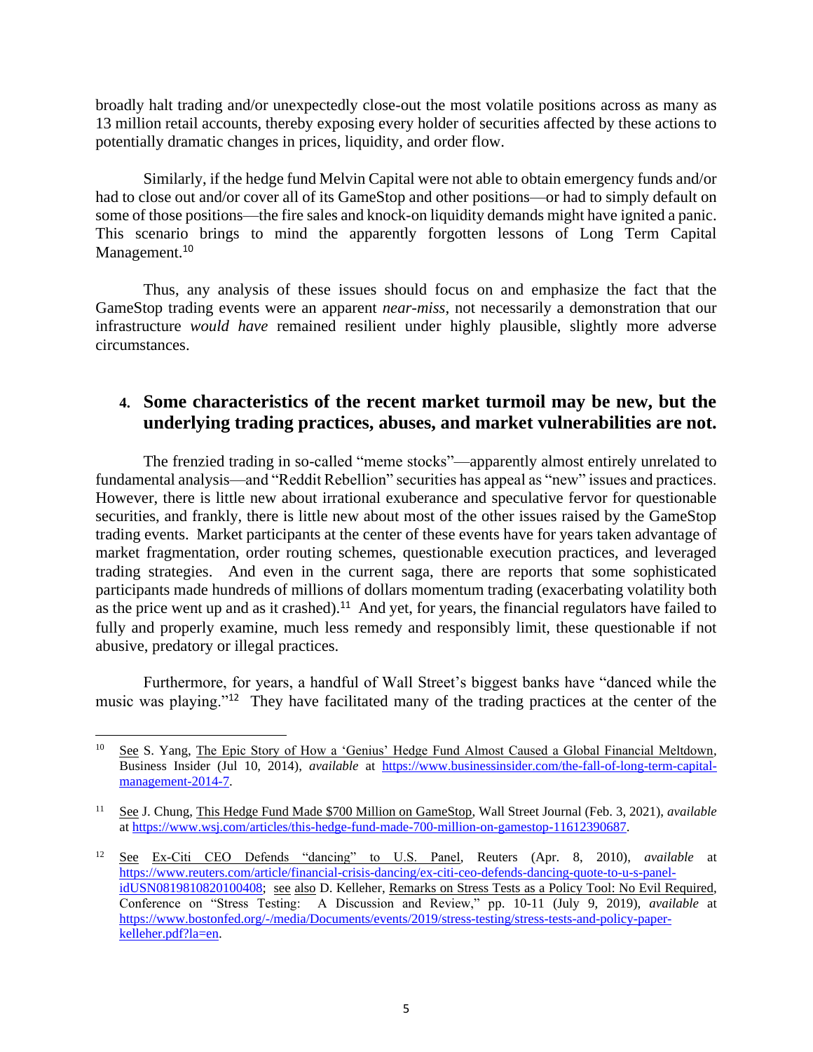broadly halt trading and/or unexpectedly close-out the most volatile positions across as many as 13 million retail accounts, thereby exposing every holder of securities affected by these actions to potentially dramatic changes in prices, liquidity, and order flow.

Similarly, if the hedge fund Melvin Capital were not able to obtain emergency funds and/or had to close out and/or cover all of its GameStop and other positions—or had to simply default on some of those positions—the fire sales and knock-on liquidity demands might have ignited a panic. This scenario brings to mind the apparently forgotten lessons of Long Term Capital Management.[10]

Thus, any analysis of these issues should focus on and emphasize the fact that the GameStop trading events were an apparent *near-miss*, not necessarily a demonstration that our infrastructure *would have* remained resilient under highly plausible, slightly more adverse circumstances.

## 4. Some characteristics of the recent market turmoil may be new, but the underlying trading practices, abuses, and market vulnerabilities are not.

The frenzied trading in so-called "meme stocks"—apparently almost entirely unrelated to fundamental analysis—and "Reddit Rebellion" securities has appeal as "new" issues and practices. However, there is little new about irrational exuberance and speculative fervor for questionable securities, and frankly, there is little new about most of the other issues raised by the GameStop trading events. Market participants at the center of these events have for years taken advantage of market fragmentation, order routing schemes, questionable execution practices, and leveraged trading strategies. And even in the current saga, there are reports that some sophisticated participants made hundreds of millions of dollars momentum trading (exacerbating volatility both as the price went up and as it crashed).[11] And yet, for years, the financial regulators have failed to fully and properly examine, much less remedy and responsibly limit, these questionable if not abusive, predatory or illegal practices.

Furthermore, for years, a handful of Wall Street's biggest banks have "danced while the music was playing."[12] They have facilitated many of the trading practices at the center of the

---

[10] See S. Yang, The Epic Story of How a 'Genius' Hedge Fund Almost Caused a Global Financial Meltdown, Business Insider (Jul 10, 2014), *available* at https://www.businessinsider.com/the-fall-of-long-term-capital-management-2014-7.

[11] See J. Chung, This Hedge Fund Made $700 Million on GameStop, Wall Street Journal (Feb. 3, 2021), *available* at https://www.wsj.com/articles/this-hedge-fund-made-700-million-on-gamestop-11612390687.

[12] See Ex-Citi CEO Defends "dancing" to U.S. Panel, Reuters (Apr. 8, 2010), *available* at https://www.reuters.com/article/financial-crisis-dancing/ex-citi-ceo-defends-dancing-quote-to-u-s-panel-idUSN0819810820100408; see also D. Kelleher, Remarks on Stress Tests as a Policy Tool: No Evil Required, Conference on "Stress Testing: A Discussion and Review," pp. 10-11 (July 9, 2019), *available* at https://www.bostonfed.org/-/media/Documents/events/2019/stress-testing/stress-tests-and-policy-paper-kelleher.pdf?la=en.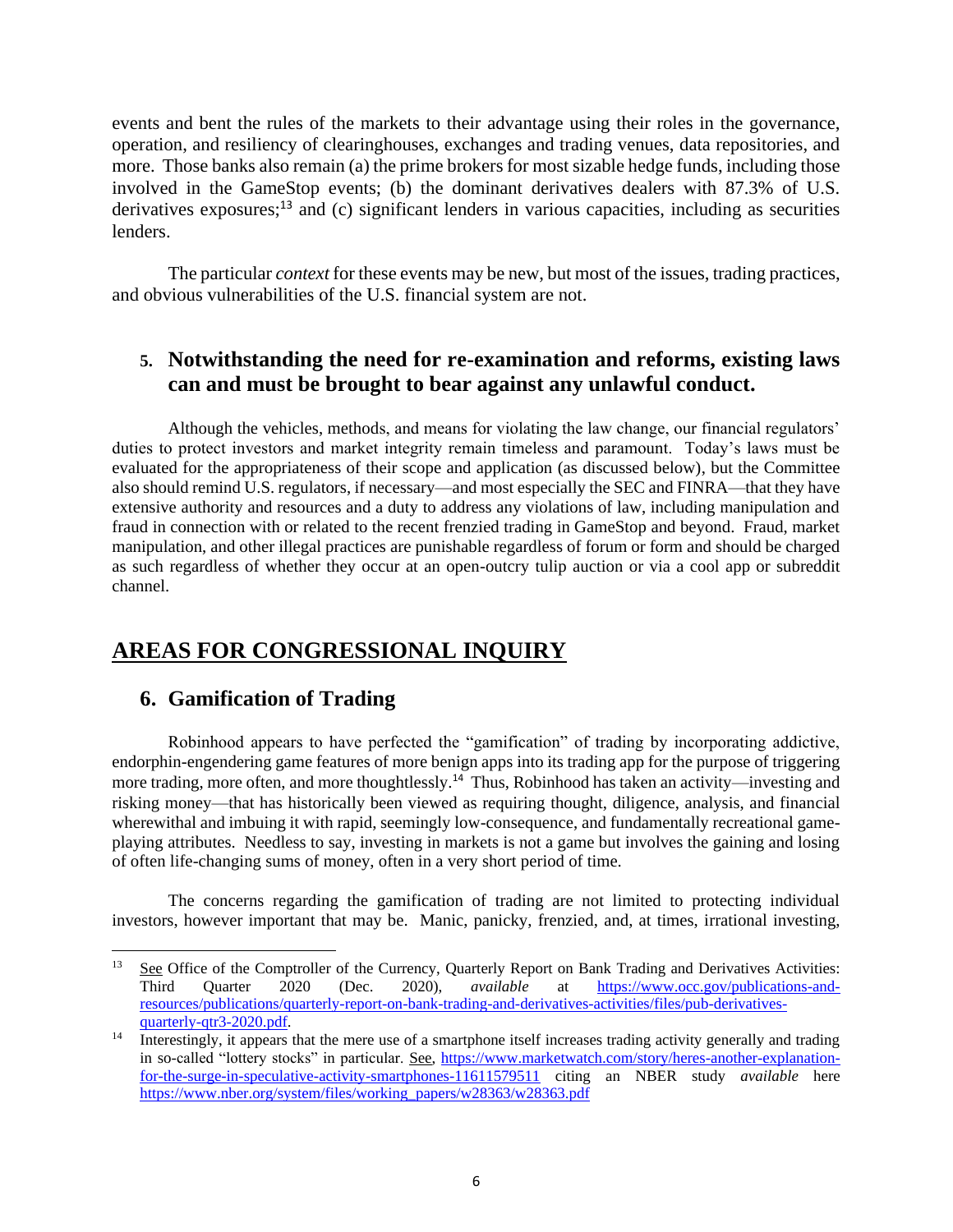events and bent the rules of the markets to their advantage using their roles in the governance, operation, and resiliency of clearinghouses, exchanges and trading venues, data repositories, and more. Those banks also remain (a) the prime brokers for most sizable hedge funds, including those involved in the GameStop events; (b) the dominant derivatives dealers with 87.3% of U.S. derivatives exposures;[13] and (c) significant lenders in various capacities, including as securities lenders.

The particular *context* for these events may be new, but most of the issues, trading practices, and obvious vulnerabilities of the U.S. financial system are not.

### 5. Notwithstanding the need for re-examination and reforms, existing laws can and must be brought to bear against any unlawful conduct.

Although the vehicles, methods, and means for violating the law change, our financial regulators' duties to protect investors and market integrity remain timeless and paramount. Today's laws must be evaluated for the appropriateness of their scope and application (as discussed below), but the Committee also should remind U.S. regulators, if necessary—and most especially the SEC and FINRA—that they have extensive authority and resources and a duty to address any violations of law, including manipulation and fraud in connection with or related to the recent frenzied trading in GameStop and beyond. Fraud, market manipulation, and other illegal practices are punishable regardless of forum or form and should be charged as such regardless of whether they occur at an open-outcry tulip auction or via a cool app or subreddit channel.

## AREAS FOR CONGRESSIONAL INQUIRY

### 6. Gamification of Trading

Robinhood appears to have perfected the "gamification" of trading by incorporating addictive, endorphin-engendering game features of more benign apps into its trading app for the purpose of triggering more trading, more often, and more thoughtlessly.[14] Thus, Robinhood has taken an activity—investing and risking money—that has historically been viewed as requiring thought, diligence, analysis, and financial wherewithal and imbuing it with rapid, seemingly low-consequence, and fundamentally recreational game-playing attributes. Needless to say, investing in markets is not a game but involves the gaining and losing of often life-changing sums of money, often in a very short period of time.

The concerns regarding the gamification of trading are not limited to protecting individual investors, however important that may be. Manic, panicky, frenzied, and, at times, irrational investing,

---

[13] See Office of the Comptroller of the Currency, Quarterly Report on Bank Trading and Derivatives Activities: Third Quarter 2020 (Dec. 2020), *available* at https://www.occ.gov/publications-and-resources/publications/quarterly-report-on-bank-trading-and-derivatives-activities/files/pub-derivatives-quarterly-qtr3-2020.pdf.

[14] Interestingly, it appears that the mere use of a smartphone itself increases trading activity generally and trading in so-called "lottery stocks" in particular. See, https://www.marketwatch.com/story/heres-another-explanation-for-the-surge-in-speculative-activity-smartphones-11611579511 citing an NBER study *available* here https://www.nber.org/system/files/working_papers/w28363/w28363.pdf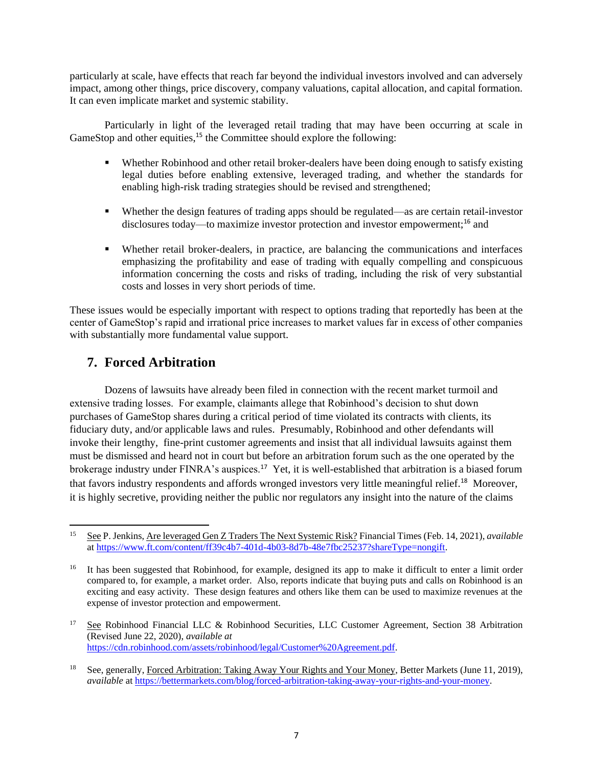particularly at scale, have effects that reach far beyond the individual investors involved and can adversely impact, among other things, price discovery, company valuations, capital allocation, and capital formation. It can even implicate market and systemic stability.

Particularly in light of the leveraged retail trading that may have been occurring at scale in GameStop and other equities,[15] the Committee should explore the following:

- Whether Robinhood and other retail broker-dealers have been doing enough to satisfy existing legal duties before enabling extensive, leveraged trading, and whether the standards for enabling high-risk trading strategies should be revised and strengthened;
- Whether the design features of trading apps should be regulated—as are certain retail-investor disclosures today—to maximize investor protection and investor empowerment;[16] and
- Whether retail broker-dealers, in practice, are balancing the communications and interfaces emphasizing the profitability and ease of trading with equally compelling and conspicuous information concerning the costs and risks of trading, including the risk of very substantial costs and losses in very short periods of time.

These issues would be especially important with respect to options trading that reportedly has been at the center of GameStop's rapid and irrational price increases to market values far in excess of other companies with substantially more fundamental value support.

## 7. Forced Arbitration

Dozens of lawsuits have already been filed in connection with the recent market turmoil and extensive trading losses. For example, claimants allege that Robinhood's decision to shut down purchases of GameStop shares during a critical period of time violated its contracts with clients, its fiduciary duty, and/or applicable laws and rules. Presumably, Robinhood and other defendants will invoke their lengthy, fine-print customer agreements and insist that all individual lawsuits against them must be dismissed and heard not in court but before an arbitration forum such as the one operated by the brokerage industry under FINRA's auspices.[17] Yet, it is well-established that arbitration is a biased forum that favors industry respondents and affords wronged investors very little meaningful relief.[18] Moreover, it is highly secretive, providing neither the public nor regulators any insight into the nature of the claims

---

[15] See P. Jenkins, Are leveraged Gen Z Traders The Next Systemic Risk? Financial Times (Feb. 14, 2021), *available* at https://www.ft.com/content/ff39c4b7-401d-4b03-8d7b-48e7fbc25237?shareType=nongift.

[16] It has been suggested that Robinhood, for example, designed its app to make it difficult to enter a limit order compared to, for example, a market order. Also, reports indicate that buying puts and calls on Robinhood is an exciting and easy activity. These design features and others like them can be used to maximize revenues at the expense of investor protection and empowerment.

[17] See Robinhood Financial LLC & Robinhood Securities, LLC Customer Agreement, Section 38 Arbitration (Revised June 22, 2020), *available at* https://cdn.robinhood.com/assets/robinhood/legal/Customer%20Agreement.pdf.

[18] See, generally, Forced Arbitration: Taking Away Your Rights and Your Money, Better Markets (June 11, 2019), *available* at https://bettermarkets.com/blog/forced-arbitration-taking-away-your-rights-and-your-money.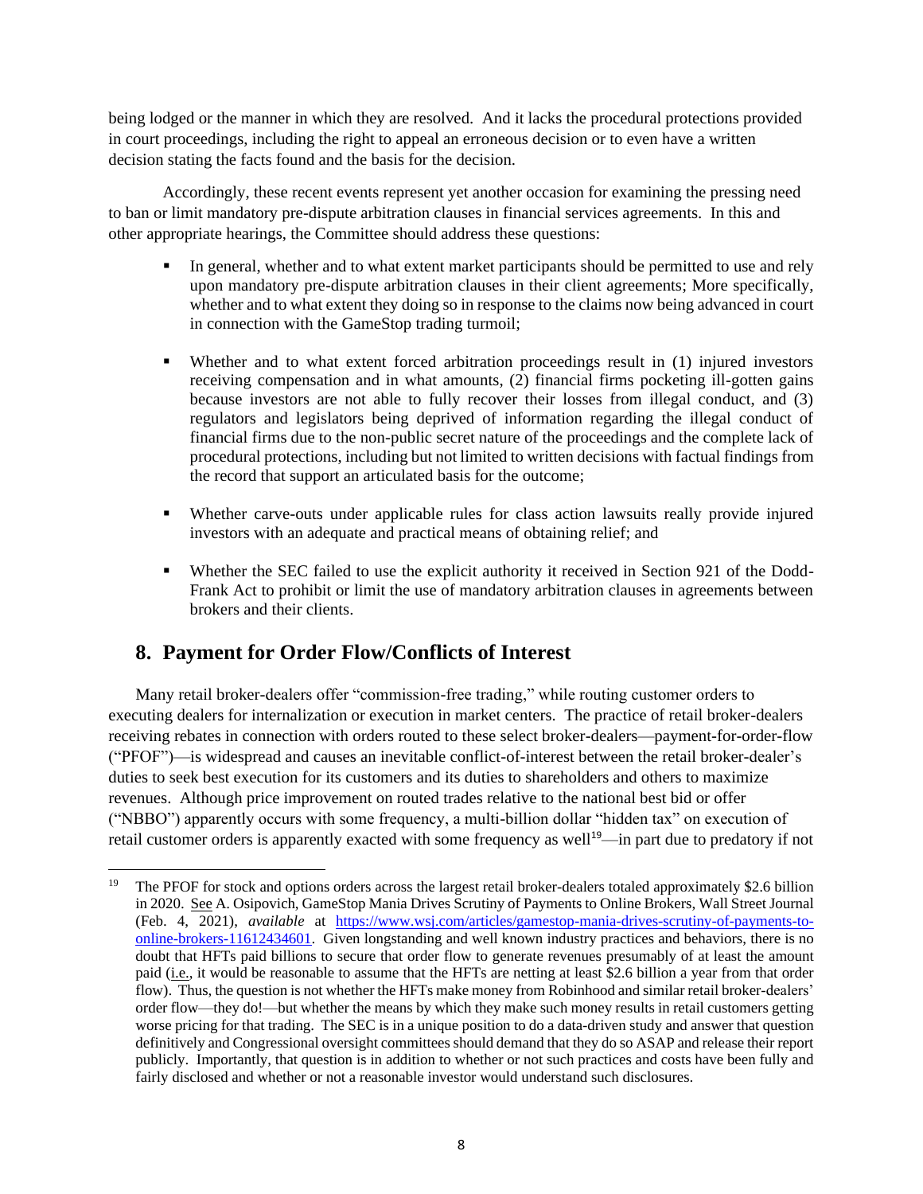being lodged or the manner in which they are resolved. And it lacks the procedural protections provided in court proceedings, including the right to appeal an erroneous decision or to even have a written decision stating the facts found and the basis for the decision.

Accordingly, these recent events represent yet another occasion for examining the pressing need to ban or limit mandatory pre-dispute arbitration clauses in financial services agreements. In this and other appropriate hearings, the Committee should address these questions:

- In general, whether and to what extent market participants should be permitted to use and rely upon mandatory pre-dispute arbitration clauses in their client agreements; More specifically, whether and to what extent they doing so in response to the claims now being advanced in court in connection with the GameStop trading turmoil;
- Whether and to what extent forced arbitration proceedings result in (1) injured investors receiving compensation and in what amounts, (2) financial firms pocketing ill-gotten gains because investors are not able to fully recover their losses from illegal conduct, and (3) regulators and legislators being deprived of information regarding the illegal conduct of financial firms due to the non-public secret nature of the proceedings and the complete lack of procedural protections, including but not limited to written decisions with factual findings from the record that support an articulated basis for the outcome;
- Whether carve-outs under applicable rules for class action lawsuits really provide injured investors with an adequate and practical means of obtaining relief; and
- Whether the SEC failed to use the explicit authority it received in Section 921 of the Dodd-Frank Act to prohibit or limit the use of mandatory arbitration clauses in agreements between brokers and their clients.

## 8. Payment for Order Flow/Conflicts of Interest

Many retail broker-dealers offer "commission-free trading," while routing customer orders to executing dealers for internalization or execution in market centers. The practice of retail broker-dealers receiving rebates in connection with orders routed to these select broker-dealers—payment-for-order-flow ("PFOF")—is widespread and causes an inevitable conflict-of-interest between the retail broker-dealer's duties to seek best execution for its customers and its duties to shareholders and others to maximize revenues. Although price improvement on routed trades relative to the national best bid or offer ("NBBO") apparently occurs with some frequency, a multi-billion dollar "hidden tax" on execution of retail customer orders is apparently exacted with some frequency as well[19]—in part due to predatory if not

---

[19] The PFOF for stock and options orders across the largest retail broker-dealers totaled approximately $2.6 billion in 2020. See A. Osipovich, GameStop Mania Drives Scrutiny of Payments to Online Brokers, Wall Street Journal (Feb. 4, 2021), *available* at [https://www.wsj.com/articles/gamestop-mania-drives-scrutiny-of-payments-to-online-brokers-11612434601](https://www.wsj.com/articles/gamestop-mania-drives-scrutiny-of-payments-to-online-brokers-11612434601). Given longstanding and well known industry practices and behaviors, there is no doubt that HFTs paid billions to secure that order flow to generate revenues presumably of at least the amount paid (i.e., it would be reasonable to assume that the HFTs are netting at least $2.6 billion a year from that order flow). Thus, the question is not whether the HFTs make money from Robinhood and similar retail broker-dealers' order flow—they do!—but whether the means by which they make such money results in retail customers getting worse pricing for that trading. The SEC is in a unique position to do a data-driven study and answer that question definitively and Congressional oversight committees should demand that they do so ASAP and release their report publicly. Importantly, that question is in addition to whether or not such practices and costs have been fully and fairly disclosed and whether or not a reasonable investor would understand such disclosures.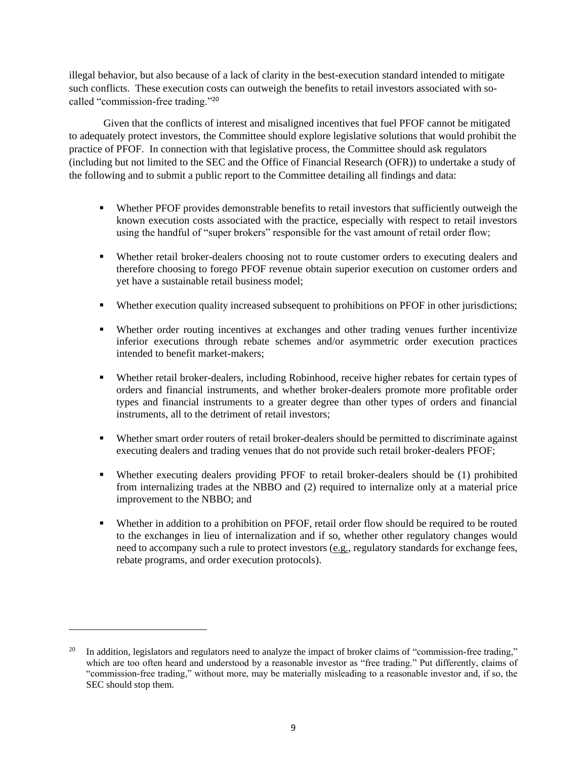illegal behavior, but also because of a lack of clarity in the best-execution standard intended to mitigate such conflicts. These execution costs can outweigh the benefits to retail investors associated with so-called "commission-free trading."[20]

Given that the conflicts of interest and misaligned incentives that fuel PFOF cannot be mitigated to adequately protect investors, the Committee should explore legislative solutions that would prohibit the practice of PFOF. In connection with that legislative process, the Committee should ask regulators (including but not limited to the SEC and the Office of Financial Research (OFR)) to undertake a study of the following and to submit a public report to the Committee detailing all findings and data:

- Whether PFOF provides demonstrable benefits to retail investors that sufficiently outweigh the known execution costs associated with the practice, especially with respect to retail investors using the handful of "super brokers" responsible for the vast amount of retail order flow;
- Whether retail broker-dealers choosing not to route customer orders to executing dealers and therefore choosing to forego PFOF revenue obtain superior execution on customer orders and yet have a sustainable retail business model;
- Whether execution quality increased subsequent to prohibitions on PFOF in other jurisdictions;
- Whether order routing incentives at exchanges and other trading venues further incentivize inferior executions through rebate schemes and/or asymmetric order execution practices intended to benefit market-makers;
- Whether retail broker-dealers, including Robinhood, receive higher rebates for certain types of orders and financial instruments, and whether broker-dealers promote more profitable order types and financial instruments to a greater degree than other types of orders and financial instruments, all to the detriment of retail investors;
- Whether smart order routers of retail broker-dealers should be permitted to discriminate against executing dealers and trading venues that do not provide such retail broker-dealers PFOF;
- Whether executing dealers providing PFOF to retail broker-dealers should be (1) prohibited from internalizing trades at the NBBO and (2) required to internalize only at a material price improvement to the NBBO; and
- Whether in addition to a prohibition on PFOF, retail order flow should be required to be routed to the exchanges in lieu of internalization and if so, whether other regulatory changes would need to accompany such a rule to protect investors (e.g., regulatory standards for exchange fees, rebate programs, and order execution protocols).

---

[20] In addition, legislators and regulators need to analyze the impact of broker claims of "commission-free trading," which are too often heard and understood by a reasonable investor as "free trading." Put differently, claims of "commission-free trading," without more, may be materially misleading to a reasonable investor and, if so, the SEC should stop them.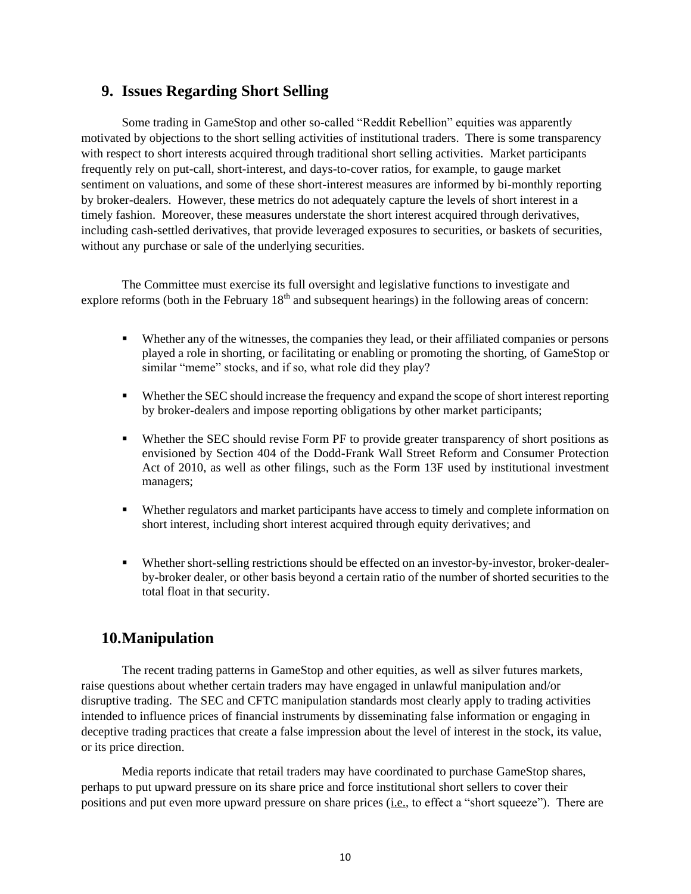## 9. Issues Regarding Short Selling

Some trading in GameStop and other so-called "Reddit Rebellion" equities was apparently motivated by objections to the short selling activities of institutional traders. There is some transparency with respect to short interests acquired through traditional short selling activities. Market participants frequently rely on put-call, short-interest, and days-to-cover ratios, for example, to gauge market sentiment on valuations, and some of these short-interest measures are informed by bi-monthly reporting by broker-dealers. However, these metrics do not adequately capture the levels of short interest in a timely fashion. Moreover, these measures understate the short interest acquired through derivatives, including cash-settled derivatives, that provide leveraged exposures to securities, or baskets of securities, without any purchase or sale of the underlying securities.

The Committee must exercise its full oversight and legislative functions to investigate and explore reforms (both in the February 18th and subsequent hearings) in the following areas of concern:

- Whether any of the witnesses, the companies they lead, or their affiliated companies or persons played a role in shorting, or facilitating or enabling or promoting the shorting, of GameStop or similar "meme" stocks, and if so, what role did they play?
- Whether the SEC should increase the frequency and expand the scope of short interest reporting by broker-dealers and impose reporting obligations by other market participants;
- Whether the SEC should revise Form PF to provide greater transparency of short positions as envisioned by Section 404 of the Dodd-Frank Wall Street Reform and Consumer Protection Act of 2010, as well as other filings, such as the Form 13F used by institutional investment managers;
- Whether regulators and market participants have access to timely and complete information on short interest, including short interest acquired through equity derivatives; and
- Whether short-selling restrictions should be effected on an investor-by-investor, broker-dealer-by-broker dealer, or other basis beyond a certain ratio of the number of shorted securities to the total float in that security.

## 10. Manipulation

The recent trading patterns in GameStop and other equities, as well as silver futures markets, raise questions about whether certain traders may have engaged in unlawful manipulation and/or disruptive trading. The SEC and CFTC manipulation standards most clearly apply to trading activities intended to influence prices of financial instruments by disseminating false information or engaging in deceptive trading practices that create a false impression about the level of interest in the stock, its value, or its price direction.

Media reports indicate that retail traders may have coordinated to purchase GameStop shares, perhaps to put upward pressure on its share price and force institutional short sellers to cover their positions and put even more upward pressure on share prices (i.e., to effect a "short squeeze"). There are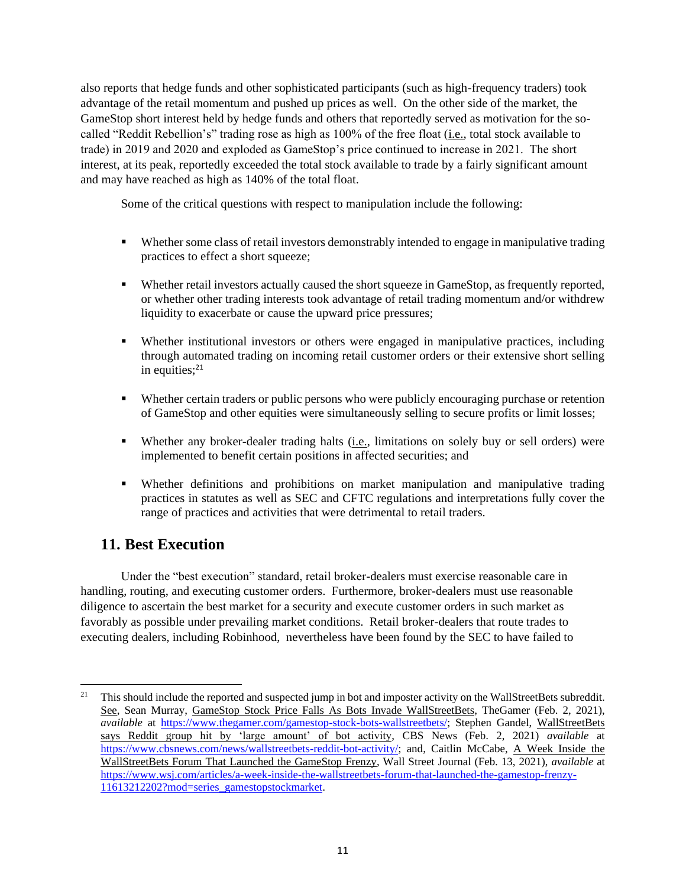also reports that hedge funds and other sophisticated participants (such as high-frequency traders) took advantage of the retail momentum and pushed up prices as well. On the other side of the market, the GameStop short interest held by hedge funds and others that reportedly served as motivation for the so-called "Reddit Rebellion's" trading rose as high as 100% of the free float (i.e., total stock available to trade) in 2019 and 2020 and exploded as GameStop's price continued to increase in 2021. The short interest, at its peak, reportedly exceeded the total stock available to trade by a fairly significant amount and may have reached as high as 140% of the total float.

Some of the critical questions with respect to manipulation include the following:

- Whether some class of retail investors demonstrably intended to engage in manipulative trading practices to effect a short squeeze;
- Whether retail investors actually caused the short squeeze in GameStop, as frequently reported, or whether other trading interests took advantage of retail trading momentum and/or withdrew liquidity to exacerbate or cause the upward price pressures;
- Whether institutional investors or others were engaged in manipulative practices, including through automated trading on incoming retail customer orders or their extensive short selling in equities;[21]
- Whether certain traders or public persons who were publicly encouraging purchase or retention of GameStop and other equities were simultaneously selling to secure profits or limit losses;
- Whether any broker-dealer trading halts (i.e., limitations on solely buy or sell orders) were implemented to benefit certain positions in affected securities; and
- Whether definitions and prohibitions on market manipulation and manipulative trading practices in statutes as well as SEC and CFTC regulations and interpretations fully cover the range of practices and activities that were detrimental to retail traders.

## 11. Best Execution

Under the "best execution" standard, retail broker-dealers must exercise reasonable care in handling, routing, and executing customer orders. Furthermore, broker-dealers must use reasonable diligence to ascertain the best market for a security and execute customer orders in such market as favorably as possible under prevailing market conditions. Retail broker-dealers that route trades to executing dealers, including Robinhood, nevertheless have been found by the SEC to have failed to

---

[21] This should include the reported and suspected jump in bot and imposter activity on the WallStreetBets subreddit. See, Sean Murray, GameStop Stock Price Falls As Bots Invade WallStreetBets, TheGamer (Feb. 2, 2021), *available* at https://www.thegamer.com/gamestop-stock-bots-wallstreetbets/; Stephen Gandel, WallStreetBets says Reddit group hit by 'large amount' of bot activity, CBS News (Feb. 2, 2021) *available* at https://www.cbsnews.com/news/wallstreetbets-reddit-bot-activity/; and, Caitlin McCabe, A Week Inside the WallStreetBets Forum That Launched the GameStop Frenzy, Wall Street Journal (Feb. 13, 2021), *available* at https://www.wsj.com/articles/a-week-inside-the-wallstreetbets-forum-that-launched-the-gamestop-frenzy-11613212202?mod=series_gamestopstockmarket.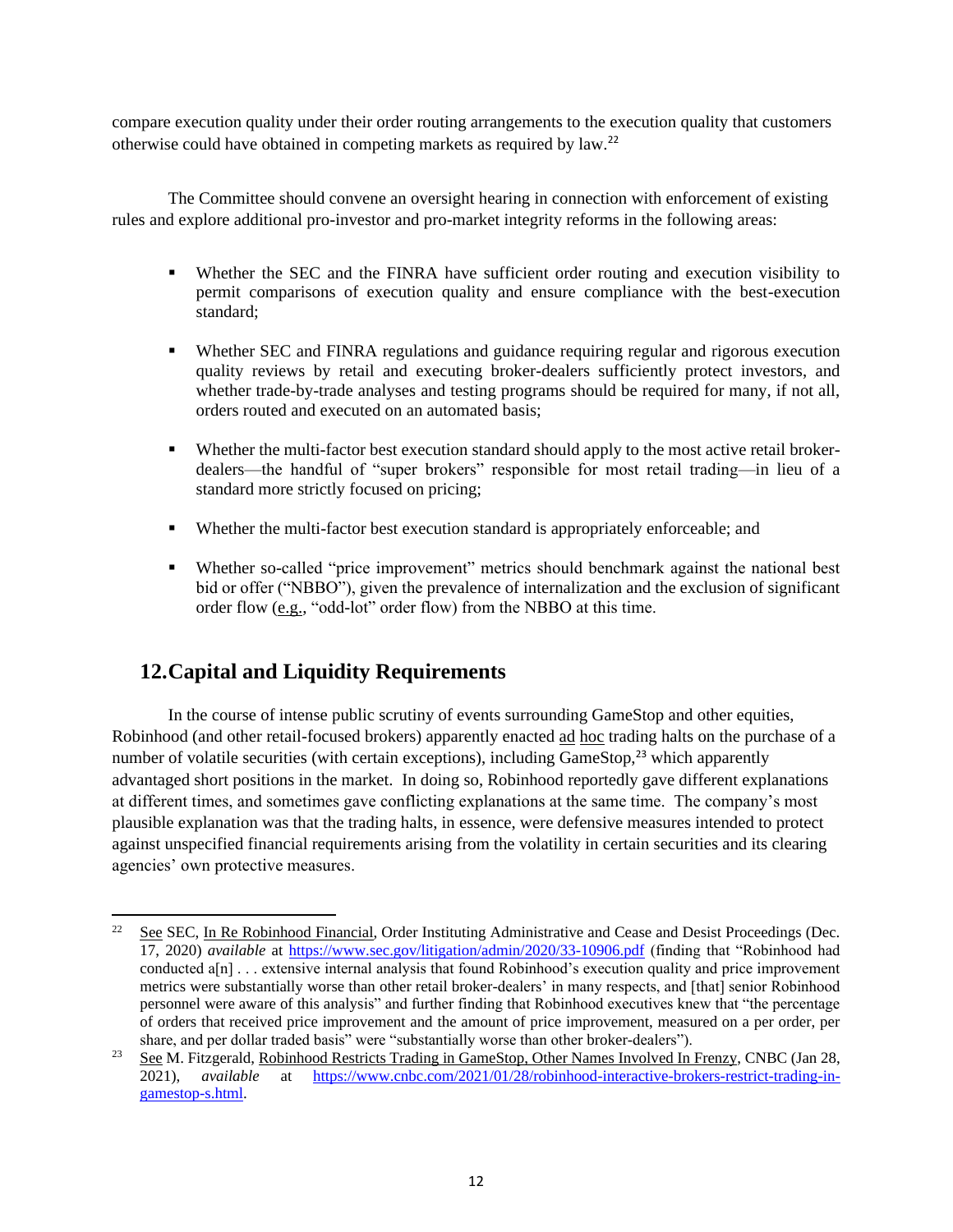compare execution quality under their order routing arrangements to the execution quality that customers otherwise could have obtained in competing markets as required by law.[22]

The Committee should convene an oversight hearing in connection with enforcement of existing rules and explore additional pro-investor and pro-market integrity reforms in the following areas:

- Whether the SEC and the FINRA have sufficient order routing and execution visibility to permit comparisons of execution quality and ensure compliance with the best-execution standard;
- Whether SEC and FINRA regulations and guidance requiring regular and rigorous execution quality reviews by retail and executing broker-dealers sufficiently protect investors, and whether trade-by-trade analyses and testing programs should be required for many, if not all, orders routed and executed on an automated basis;
- Whether the multi-factor best execution standard should apply to the most active retail broker-dealers—the handful of "super brokers" responsible for most retail trading—in lieu of a standard more strictly focused on pricing;
- Whether the multi-factor best execution standard is appropriately enforceable; and
- Whether so-called "price improvement" metrics should benchmark against the national best bid or offer ("NBBO"), given the prevalence of internalization and the exclusion of significant order flow (e.g., "odd-lot" order flow) from the NBBO at this time.

## 12. Capital and Liquidity Requirements

In the course of intense public scrutiny of events surrounding GameStop and other equities, Robinhood (and other retail-focused brokers) apparently enacted ad hoc trading halts on the purchase of a number of volatile securities (with certain exceptions), including GameStop,[23] which apparently advantaged short positions in the market. In doing so, Robinhood reportedly gave different explanations at different times, and sometimes gave conflicting explanations at the same time. The company's most plausible explanation was that the trading halts, in essence, were defensive measures intended to protect against unspecified financial requirements arising from the volatility in certain securities and its clearing agencies' own protective measures.

---

[22] See SEC, In Re Robinhood Financial, Order Instituting Administrative and Cease and Desist Proceedings (Dec. 17, 2020) *available* at https://www.sec.gov/litigation/admin/2020/33-10906.pdf (finding that "Robinhood had conducted a[n] . . . extensive internal analysis that found Robinhood's execution quality and price improvement metrics were substantially worse than other retail broker-dealers' in many respects, and [that] senior Robinhood personnel were aware of this analysis" and further finding that Robinhood executives knew that "the percentage of orders that received price improvement and the amount of price improvement, measured on a per order, per share, and per dollar traded basis" were "substantially worse than other broker-dealers").

[23] See M. Fitzgerald, Robinhood Restricts Trading in GameStop, Other Names Involved In Frenzy, CNBC (Jan 28, 2021), *available* at https://www.cnbc.com/2021/01/28/robinhood-interactive-brokers-restrict-trading-in-gamestop-s.html.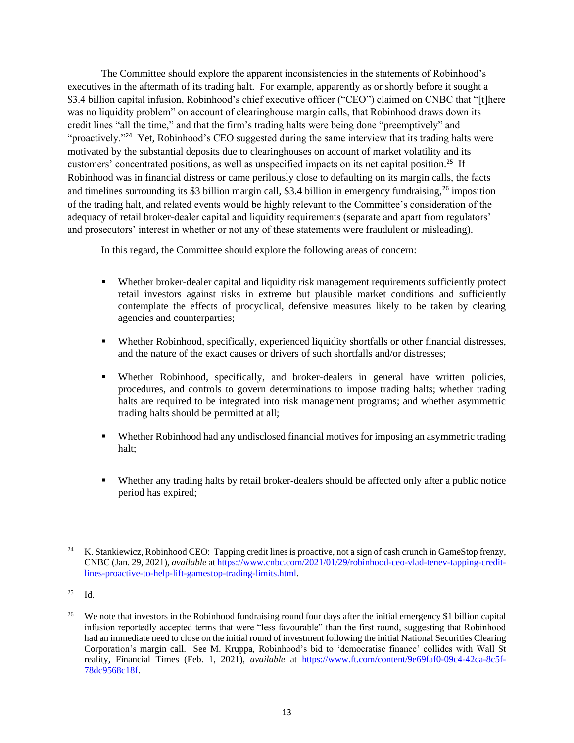The Committee should explore the apparent inconsistencies in the statements of Robinhood's executives in the aftermath of its trading halt. For example, apparently as or shortly before it sought a $3.4 billion capital infusion, Robinhood's chief executive officer ("CEO") claimed on CNBC that "[t]here was no liquidity problem" on account of clearinghouse margin calls, that Robinhood draws down its credit lines "all the time," and that the firm's trading halts were being done "preemptively" and "proactively."[24] Yet, Robinhood's CEO suggested during the same interview that its trading halts were motivated by the substantial deposits due to clearinghouses on account of market volatility and its customers' concentrated positions, as well as unspecified impacts on its net capital position.[25] If Robinhood was in financial distress or came perilously close to defaulting on its margin calls, the facts and timelines surrounding its $3 billion margin call, $3.4 billion in emergency fundraising,[26] imposition of the trading halt, and related events would be highly relevant to the Committee's consideration of the adequacy of retail broker-dealer capital and liquidity requirements (separate and apart from regulators' and prosecutors' interest in whether or not any of these statements were fraudulent or misleading).

In this regard, the Committee should explore the following areas of concern:

- Whether broker-dealer capital and liquidity risk management requirements sufficiently protect retail investors against risks in extreme but plausible market conditions and sufficiently contemplate the effects of procyclical, defensive measures likely to be taken by clearing agencies and counterparties;
- Whether Robinhood, specifically, experienced liquidity shortfalls or other financial distresses, and the nature of the exact causes or drivers of such shortfalls and/or distresses;
- Whether Robinhood, specifically, and broker-dealers in general have written policies, procedures, and controls to govern determinations to impose trading halts; whether trading halts are required to be integrated into risk management programs; and whether asymmetric trading halts should be permitted at all;
- Whether Robinhood had any undisclosed financial motives for imposing an asymmetric trading halt;
- Whether any trading halts by retail broker-dealers should be affected only after a public notice period has expired;

---

[24] K. Stankiewicz, Robinhood CEO: Tapping credit lines is proactive, not a sign of cash crunch in GameStop frenzy, CNBC (Jan. 29, 2021), *available* at https://www.cnbc.com/2021/01/29/robinhood-ceo-vlad-tenev-tapping-credit-lines-proactive-to-help-lift-gamestop-trading-limits.html.

[25] Id.

[26] We note that investors in the Robinhood fundraising round four days after the initial emergency $1 billion capital infusion reportedly accepted terms that were "less favourable" than the first round, suggesting that Robinhood had an immediate need to close on the initial round of investment following the initial National Securities Clearing Corporation's margin call. See M. Kruppa, Robinhood's bid to 'democratise finance' collides with Wall St reality, Financial Times (Feb. 1, 2021), *available* at https://www.ft.com/content/9e69faf0-09c4-42ca-8c5f-78dc9568c18f.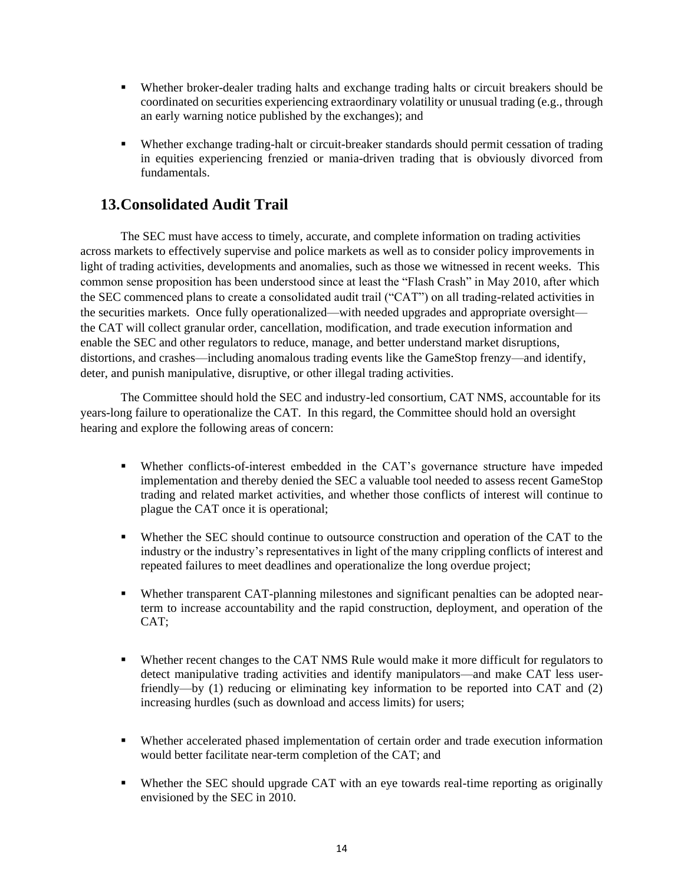- Whether broker-dealer trading halts and exchange trading halts or circuit breakers should be coordinated on securities experiencing extraordinary volatility or unusual trading (e.g., through an early warning notice published by the exchanges); and

- Whether exchange trading-halt or circuit-breaker standards should permit cessation of trading in equities experiencing frenzied or mania-driven trading that is obviously divorced from fundamentals.

## 13. Consolidated Audit Trail

The SEC must have access to timely, accurate, and complete information on trading activities across markets to effectively supervise and police markets as well as to consider policy improvements in light of trading activities, developments and anomalies, such as those we witnessed in recent weeks. This common sense proposition has been understood since at least the "Flash Crash" in May 2010, after which the SEC commenced plans to create a consolidated audit trail ("CAT") on all trading-related activities in the securities markets. Once fully operationalized—with needed upgrades and appropriate oversight—the CAT will collect granular order, cancellation, modification, and trade execution information and enable the SEC and other regulators to reduce, manage, and better understand market disruptions, distortions, and crashes—including anomalous trading events like the GameStop frenzy—and identify, deter, and punish manipulative, disruptive, or other illegal trading activities.

The Committee should hold the SEC and industry-led consortium, CAT NMS, accountable for its years-long failure to operationalize the CAT. In this regard, the Committee should hold an oversight hearing and explore the following areas of concern:

- Whether conflicts-of-interest embedded in the CAT's governance structure have impeded implementation and thereby denied the SEC a valuable tool needed to assess recent GameStop trading and related market activities, and whether those conflicts of interest will continue to plague the CAT once it is operational;

- Whether the SEC should continue to outsource construction and operation of the CAT to the industry or the industry's representatives in light of the many crippling conflicts of interest and repeated failures to meet deadlines and operationalize the long overdue project;

- Whether transparent CAT-planning milestones and significant penalties can be adopted near-term to increase accountability and the rapid construction, deployment, and operation of the CAT;

- Whether recent changes to the CAT NMS Rule would make it more difficult for regulators to detect manipulative trading activities and identify manipulators—and make CAT less user-friendly—by (1) reducing or eliminating key information to be reported into CAT and (2) increasing hurdles (such as download and access limits) for users;

- Whether accelerated phased implementation of certain order and trade execution information would better facilitate near-term completion of the CAT; and

- Whether the SEC should upgrade CAT with an eye towards real-time reporting as originally envisioned by the SEC in 2010.